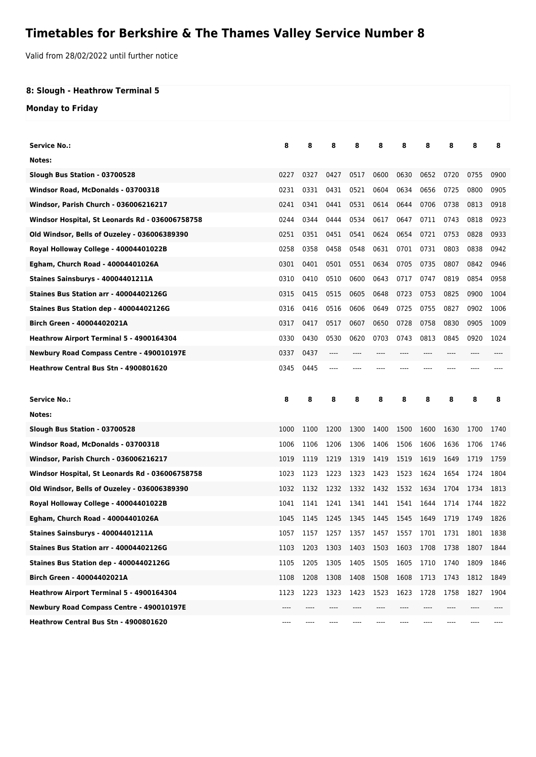# Timetables for Berkshire & The Thames Valley Service Number 8

Valid from 28/02/2022 until further notice

## 8: Slough - Heathrow Terminal 5

### Monday to Friday

| Service No.: | 8 | 8 | 8 | 8 | 8 | 8 | 8 | 8 | 8 | 8 |
|---|---|---|---|---|---|---|---|---|---|---|
| Notes: | | | | | | | | | | |
| Slough Bus Station - 03700528 | 0227 | 0327 | 0427 | 0517 | 0600 | 0630 | 0652 | 0720 | 0755 | 0900 |
| Windsor Road, McDonalds - 03700318 | 0231 | 0331 | 0431 | 0521 | 0604 | 0634 | 0656 | 0725 | 0800 | 0905 |
| Windsor, Parish Church - 036006216217 | 0241 | 0341 | 0441 | 0531 | 0614 | 0644 | 0706 | 0738 | 0813 | 0918 |
| Windsor Hospital, St Leonards Rd - 036006758758 | 0244 | 0344 | 0444 | 0534 | 0617 | 0647 | 0711 | 0743 | 0818 | 0923 |
| Old Windsor, Bells of Ouzeley - 036006389390 | 0251 | 0351 | 0451 | 0541 | 0624 | 0654 | 0721 | 0753 | 0828 | 0933 |
| Royal Holloway College - 40004401022B | 0258 | 0358 | 0458 | 0548 | 0631 | 0701 | 0731 | 0803 | 0838 | 0942 |
| Egham, Church Road - 40004401026A | 0301 | 0401 | 0501 | 0551 | 0634 | 0705 | 0735 | 0807 | 0842 | 0946 |
| Staines Sainsburys - 40004401211A | 0310 | 0410 | 0510 | 0600 | 0643 | 0717 | 0747 | 0819 | 0854 | 0958 |
| Staines Bus Station arr - 40004402126G | 0315 | 0415 | 0515 | 0605 | 0648 | 0723 | 0753 | 0825 | 0900 | 1004 |
| Staines Bus Station dep - 40004402126G | 0316 | 0416 | 0516 | 0606 | 0649 | 0725 | 0755 | 0827 | 0902 | 1006 |
| Birch Green - 40004402021A | 0317 | 0417 | 0517 | 0607 | 0650 | 0728 | 0758 | 0830 | 0905 | 1009 |
| Heathrow Airport Terminal 5 - 4900164304 | 0330 | 0430 | 0530 | 0620 | 0703 | 0743 | 0813 | 0845 | 0920 | 1024 |
| Newbury Road Compass Centre - 490010197E | 0337 | 0437 | ---- | ---- | ---- | ---- | ---- | ---- | ---- | ---- |
| Heathrow Central Bus Stn - 4900801620 | 0345 | 0445 | ---- | ---- | ---- | ---- | ---- | ---- | ---- | ---- |

| Service No.: | 8 | 8 | 8 | 8 | 8 | 8 | 8 | 8 | 8 | 8 |
|---|---|---|---|---|---|---|---|---|---|---|
| Notes: | | | | | | | | | | |
| Slough Bus Station - 03700528 | 1000 | 1100 | 1200 | 1300 | 1400 | 1500 | 1600 | 1630 | 1700 | 1740 |
| Windsor Road, McDonalds - 03700318 | 1006 | 1106 | 1206 | 1306 | 1406 | 1506 | 1606 | 1636 | 1706 | 1746 |
| Windsor, Parish Church - 036006216217 | 1019 | 1119 | 1219 | 1319 | 1419 | 1519 | 1619 | 1649 | 1719 | 1759 |
| Windsor Hospital, St Leonards Rd - 036006758758 | 1023 | 1123 | 1223 | 1323 | 1423 | 1523 | 1624 | 1654 | 1724 | 1804 |
| Old Windsor, Bells of Ouzeley - 036006389390 | 1032 | 1132 | 1232 | 1332 | 1432 | 1532 | 1634 | 1704 | 1734 | 1813 |
| Royal Holloway College - 40004401022B | 1041 | 1141 | 1241 | 1341 | 1441 | 1541 | 1644 | 1714 | 1744 | 1822 |
| Egham, Church Road - 40004401026A | 1045 | 1145 | 1245 | 1345 | 1445 | 1545 | 1649 | 1719 | 1749 | 1826 |
| Staines Sainsburys - 40004401211A | 1057 | 1157 | 1257 | 1357 | 1457 | 1557 | 1701 | 1731 | 1801 | 1838 |
| Staines Bus Station arr - 40004402126G | 1103 | 1203 | 1303 | 1403 | 1503 | 1603 | 1708 | 1738 | 1807 | 1844 |
| Staines Bus Station dep - 40004402126G | 1105 | 1205 | 1305 | 1405 | 1505 | 1605 | 1710 | 1740 | 1809 | 1846 |
| Birch Green - 40004402021A | 1108 | 1208 | 1308 | 1408 | 1508 | 1608 | 1713 | 1743 | 1812 | 1849 |
| Heathrow Airport Terminal 5 - 4900164304 | 1123 | 1223 | 1323 | 1423 | 1523 | 1623 | 1728 | 1758 | 1827 | 1904 |
| Newbury Road Compass Centre - 490010197E | ---- | ---- | ---- | ---- | ---- | ---- | ---- | ---- | ---- | ---- |
| Heathrow Central Bus Stn - 4900801620 | ---- | ---- | ---- | ---- | ---- | ---- | ---- | ---- | ---- | ---- |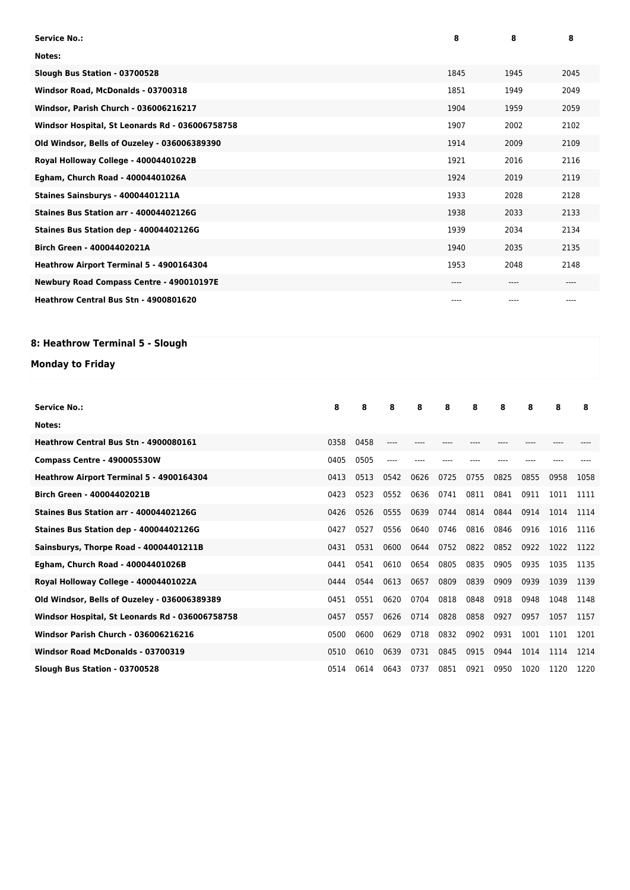| Service No.: | 8 | 8 | 8 |
| --- | --- | --- | --- |
| Notes: | | | |
| Slough Bus Station - 03700528 | 1845 | 1945 | 2045 |
| Windsor Road, McDonalds - 03700318 | 1851 | 1949 | 2049 |
| Windsor, Parish Church - 036006216217 | 1904 | 1959 | 2059 |
| Windsor Hospital, St Leonards Rd - 036006758758 | 1907 | 2002 | 2102 |
| Old Windsor, Bells of Ouzeley - 036006389390 | 1914 | 2009 | 2109 |
| Royal Holloway College - 40004401022B | 1921 | 2016 | 2116 |
| Egham, Church Road - 40004401026A | 1924 | 2019 | 2119 |
| Staines Sainsburys - 40004401211A | 1933 | 2028 | 2128 |
| Staines Bus Station arr - 40004402126G | 1938 | 2033 | 2133 |
| Staines Bus Station dep - 40004402126G | 1939 | 2034 | 2134 |
| Birch Green - 40004402021A | 1940 | 2035 | 2135 |
| Heathrow Airport Terminal 5 - 4900164304 | 1953 | 2048 | 2148 |
| Newbury Road Compass Centre - 490010197E | ---- | ---- | ---- |
| Heathrow Central Bus Stn - 4900801620 | ---- | ---- | ---- |

## 8: Heathrow Terminal 5 - Slough

### Monday to Friday

| Service No.: | 8 | 8 | 8 | 8 | 8 | 8 | 8 | 8 | 8 | 8 |
| --- | --- | --- | --- | --- | --- | --- | --- | --- | --- | --- |
| Notes: | | | | | | | | | | |
| Heathrow Central Bus Stn - 4900080161 | 0358 | 0458 | ---- | ---- | ---- | ---- | ---- | ---- | ---- | ---- |
| Compass Centre - 490005530W | 0405 | 0505 | ---- | ---- | ---- | ---- | ---- | ---- | ---- | ---- |
| Heathrow Airport Terminal 5 - 4900164304 | 0413 | 0513 | 0542 | 0626 | 0725 | 0755 | 0825 | 0855 | 0958 | 1058 |
| Birch Green - 40004402021B | 0423 | 0523 | 0552 | 0636 | 0741 | 0811 | 0841 | 0911 | 1011 | 1111 |
| Staines Bus Station arr - 40004402126G | 0426 | 0526 | 0555 | 0639 | 0744 | 0814 | 0844 | 0914 | 1014 | 1114 |
| Staines Bus Station dep - 40004402126G | 0427 | 0527 | 0556 | 0640 | 0746 | 0816 | 0846 | 0916 | 1016 | 1116 |
| Sainsburys, Thorpe Road - 40004401211B | 0431 | 0531 | 0600 | 0644 | 0752 | 0822 | 0852 | 0922 | 1022 | 1122 |
| Egham, Church Road - 40004401026B | 0441 | 0541 | 0610 | 0654 | 0805 | 0835 | 0905 | 0935 | 1035 | 1135 |
| Royal Holloway College - 40004401022A | 0444 | 0544 | 0613 | 0657 | 0809 | 0839 | 0909 | 0939 | 1039 | 1139 |
| Old Windsor, Bells of Ouzeley - 036006389389 | 0451 | 0551 | 0620 | 0704 | 0818 | 0848 | 0918 | 0948 | 1048 | 1148 |
| Windsor Hospital, St Leonards Rd - 036006758758 | 0457 | 0557 | 0626 | 0714 | 0828 | 0858 | 0927 | 0957 | 1057 | 1157 |
| Windsor Parish Church - 036006216216 | 0500 | 0600 | 0629 | 0718 | 0832 | 0902 | 0931 | 1001 | 1101 | 1201 |
| Windsor Road McDonalds - 03700319 | 0510 | 0610 | 0639 | 0731 | 0845 | 0915 | 0944 | 1014 | 1114 | 1214 |
| Slough Bus Station - 03700528 | 0514 | 0614 | 0643 | 0737 | 0851 | 0921 | 0950 | 1020 | 1120 | 1220 |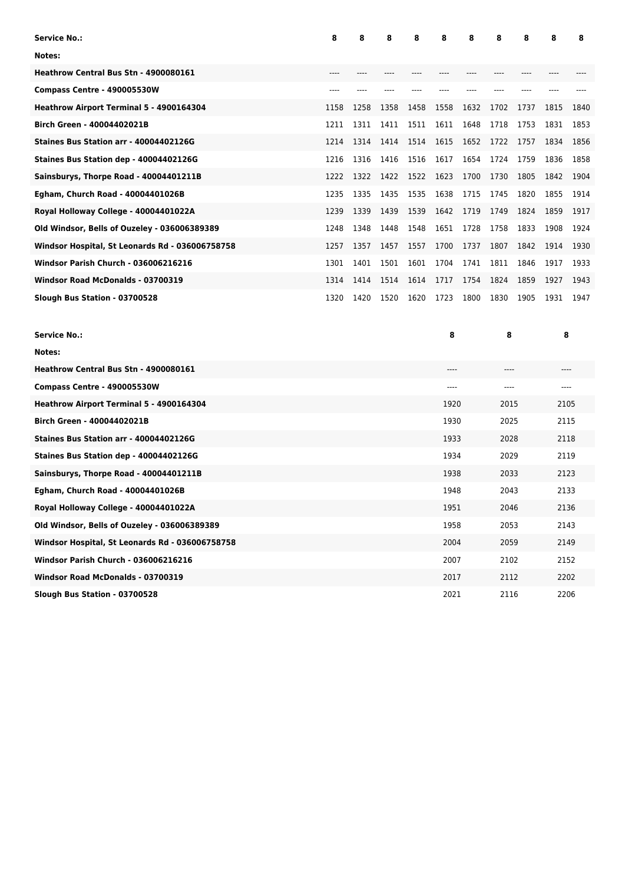| Service No.: | 8 | 8 | 8 | 8 | 8 | 8 | 8 | 8 | 8 | 8 |
|---|---|---|---|---|---|---|---|---|---|---|
| Notes: | | | | | | | | | | |
| Heathrow Central Bus Stn - 4900080161 | ---- | ---- | ---- | ---- | ---- | ---- | ---- | ---- | ---- | ---- |
| Compass Centre - 490005530W | ---- | ---- | ---- | ---- | ---- | ---- | ---- | ---- | ---- | ---- |
| Heathrow Airport Terminal 5 - 4900164304 | 1158 | 1258 | 1358 | 1458 | 1558 | 1632 | 1702 | 1737 | 1815 | 1840 |
| Birch Green - 40004402021B | 1211 | 1311 | 1411 | 1511 | 1611 | 1648 | 1718 | 1753 | 1831 | 1853 |
| Staines Bus Station arr - 40004402126G | 1214 | 1314 | 1414 | 1514 | 1615 | 1652 | 1722 | 1757 | 1834 | 1856 |
| Staines Bus Station dep - 40004402126G | 1216 | 1316 | 1416 | 1516 | 1617 | 1654 | 1724 | 1759 | 1836 | 1858 |
| Sainsburys, Thorpe Road - 40004401211B | 1222 | 1322 | 1422 | 1522 | 1623 | 1700 | 1730 | 1805 | 1842 | 1904 |
| Egham, Church Road - 40004401026B | 1235 | 1335 | 1435 | 1535 | 1638 | 1715 | 1745 | 1820 | 1855 | 1914 |
| Royal Holloway College - 40004401022A | 1239 | 1339 | 1439 | 1539 | 1642 | 1719 | 1749 | 1824 | 1859 | 1917 |
| Old Windsor, Bells of Ouzeley - 036006389389 | 1248 | 1348 | 1448 | 1548 | 1651 | 1728 | 1758 | 1833 | 1908 | 1924 |
| Windsor Hospital, St Leonards Rd - 036006758758 | 1257 | 1357 | 1457 | 1557 | 1700 | 1737 | 1807 | 1842 | 1914 | 1930 |
| Windsor Parish Church - 036006216216 | 1301 | 1401 | 1501 | 1601 | 1704 | 1741 | 1811 | 1846 | 1917 | 1933 |
| Windsor Road McDonalds - 03700319 | 1314 | 1414 | 1514 | 1614 | 1717 | 1754 | 1824 | 1859 | 1927 | 1943 |
| Slough Bus Station - 03700528 | 1320 | 1420 | 1520 | 1620 | 1723 | 1800 | 1830 | 1905 | 1931 | 1947 |

| Service No.: | 8 | 8 | 8 |
|---|---|---|---|
| Notes: | | | |
| Heathrow Central Bus Stn - 4900080161 | ---- | ---- | ---- |
| Compass Centre - 490005530W | ---- | ---- | ---- |
| Heathrow Airport Terminal 5 - 4900164304 | 1920 | 2015 | 2105 |
| Birch Green - 40004402021B | 1930 | 2025 | 2115 |
| Staines Bus Station arr - 40004402126G | 1933 | 2028 | 2118 |
| Staines Bus Station dep - 40004402126G | 1934 | 2029 | 2119 |
| Sainsburys, Thorpe Road - 40004401211B | 1938 | 2033 | 2123 |
| Egham, Church Road - 40004401026B | 1948 | 2043 | 2133 |
| Royal Holloway College - 40004401022A | 1951 | 2046 | 2136 |
| Old Windsor, Bells of Ouzeley - 036006389389 | 1958 | 2053 | 2143 |
| Windsor Hospital, St Leonards Rd - 036006758758 | 2004 | 2059 | 2149 |
| Windsor Parish Church - 036006216216 | 2007 | 2102 | 2152 |
| Windsor Road McDonalds - 03700319 | 2017 | 2112 | 2202 |
| Slough Bus Station - 03700528 | 2021 | 2116 | 2206 |